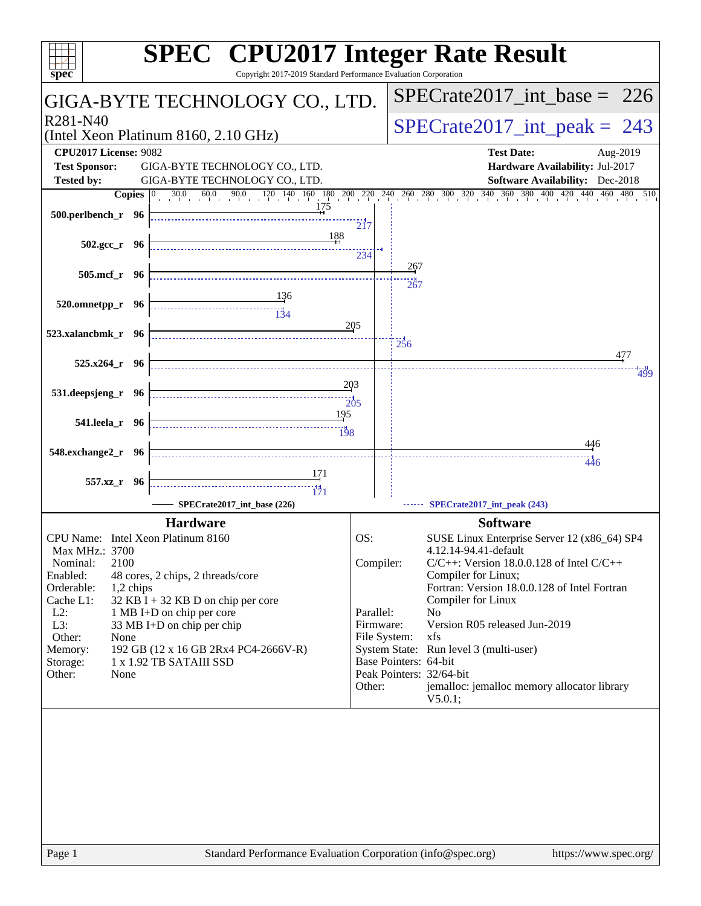# SPEC CPU2017 Integer Rate Result

Copyright 2017-2019 Standard Performance Evaluation Corporation

## GIGA-BYTE TECHNOLOGY CO., LTD.

R281-N40
(Intel Xeon Platinum 8160, 2.10 GHz)

SPECrate2017_int_base = 226

SPECrate2017_int_peak = 243

**CPU2017 License:** 9082
**Test Sponsor:** GIGA-BYTE TECHNOLOGY CO., LTD.
**Tested by:** GIGA-BYTE TECHNOLOGY CO., LTD.

**Test Date:** Aug-2019
**Hardware Availability:** Jul-2017
**Software Availability:** Dec-2018

| Benchmark | Copies | SPECrate2017_int_base (226) | SPECrate2017_int_peak (243) |
|---|---|---|---|
| 500.perlbench_r | 96 | 175 | 217 |
| 502.gcc_r | 96 | 188 | 234 |
| 505.mcf_r | 96 | 267 | 267 |
| 520.omnetpp_r | 96 | 136 | 134 |
| 523.xalancbmk_r | 96 | 205 | 256 |
| 525.x264_r | 96 | 477 | 499 |
| 531.deepsjeng_r | 96 | 203 | 205 |
| 541.leela_r | 96 | 195 | 198 |
| 548.exchange2_r | 96 | 446 | 446 |
| 557.xz_r | 96 | 171 | 171 |

### Hardware

| | |
|---|---|
| CPU Name: | Intel Xeon Platinum 8160 |
| Max MHz.: | 3700 |
| Nominal: | 2100 |
| Enabled: | 48 cores, 2 chips, 2 threads/core |
| Orderable: | 1,2 chips |
| Cache L1: | 32 KB I + 32 KB D on chip per core |
| L2: | 1 MB I+D on chip per core |
| L3: | 33 MB I+D on chip per chip |
| Other: | None |
| Memory: | 192 GB (12 x 16 GB 2Rx4 PC4-2666V-R) |
| Storage: | 1 x 1.92 TB SATAIII SSD |
| Other: | None |

### Software

| | |
|---|---|
| OS: | SUSE Linux Enterprise Server 12 (x86_64) SP4 4.12.14-94.41-default |
| Compiler: | C/C++: Version 18.0.0.128 of Intel C/C++ Compiler for Linux; Fortran: Version 18.0.0.128 of Intel Fortran Compiler for Linux |
| Parallel: | No |
| Firmware: | Version R05 released Jun-2019 |
| File System: | xfs |
| System State: | Run level 3 (multi-user) |
| Base Pointers: | 64-bit |
| Peak Pointers: | 32/64-bit |
| Other: | jemalloc: jemalloc memory allocator library V5.0.1; |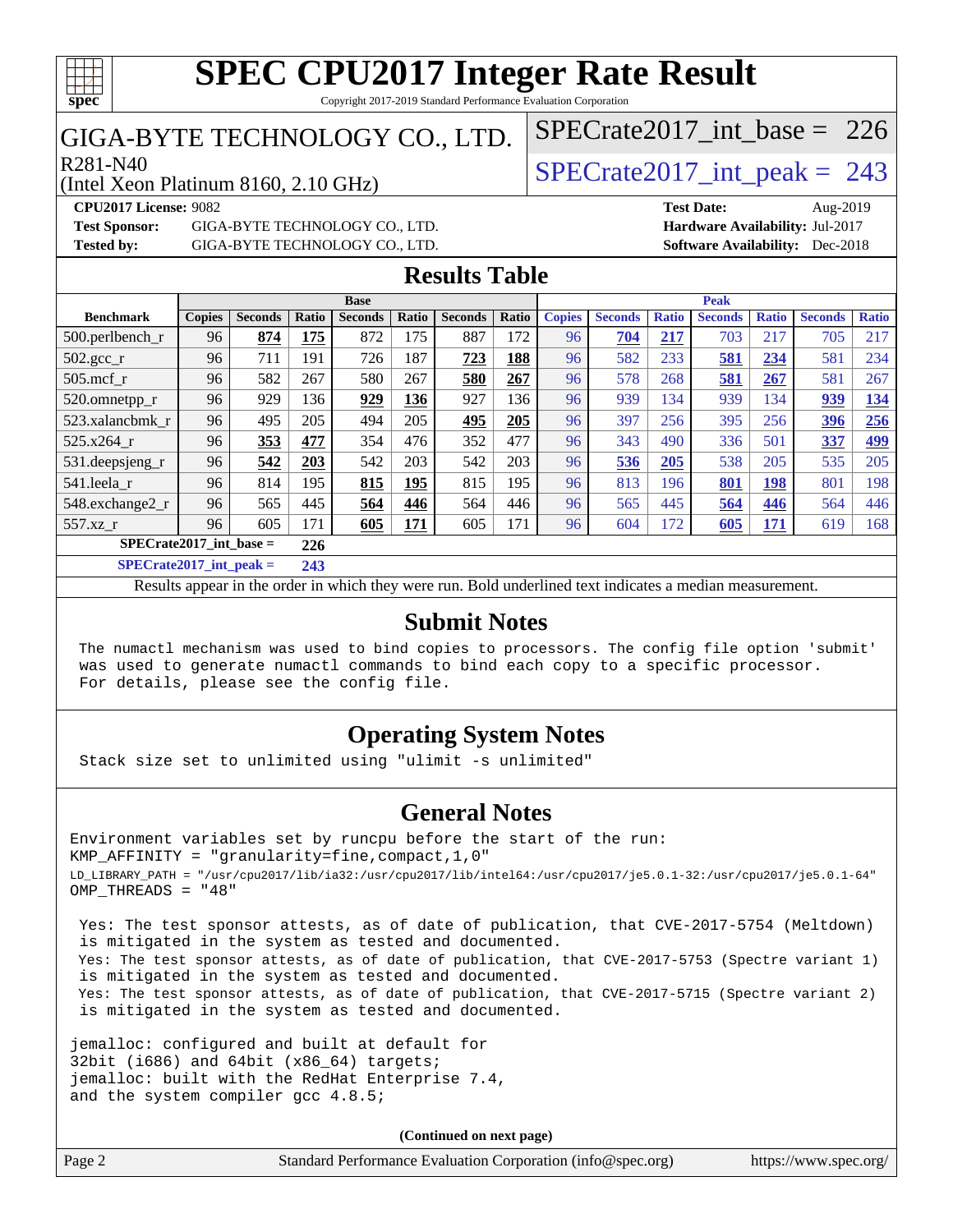# SPEC CPU2017 Integer Rate Result

Copyright 2017-2019 Standard Performance Evaluation Corporation

## GIGA-BYTE TECHNOLOGY CO., LTD.

R281-N40
(Intel Xeon Platinum 8160, 2.10 GHz)

SPECrate2017_int_base = 226

SPECrate2017_int_peak = 243

**CPU2017 License:** 9082
**Test Sponsor:** GIGA-BYTE TECHNOLOGY CO., LTD.
**Tested by:** GIGA-BYTE TECHNOLOGY CO., LTD.

**Test Date:** Aug-2019
**Hardware Availability:** Jul-2017
**Software Availability:** Dec-2018

## Results Table

| Benchmark | Base | | | | | | | Peak | | | | | | |
|---|---|---|---|---|---|---|---|---|---|---|---|---|---|---|
| | Copies | Seconds | Ratio | Seconds | Ratio | Seconds | Ratio | Copies | Seconds | Ratio | Seconds | Ratio | Seconds | Ratio |
| 500.perlbench_r | 96 | **874** | **175** | 872 | 175 | 887 | 172 | 96 | **704** | **217** | 703 | 217 | 705 | 217 |
| 502.gcc_r | 96 | 711 | 191 | 726 | 187 | **723** | **188** | 96 | 582 | 233 | **581** | **234** | 581 | 234 |
| 505.mcf_r | 96 | 582 | 267 | 580 | 267 | **580** | **267** | 96 | 578 | 268 | **581** | **267** | 581 | 267 |
| 520.omnetpp_r | 96 | 929 | 136 | **929** | **136** | 927 | 136 | 96 | 939 | 134 | 939 | 134 | **939** | **134** |
| 523.xalancbmk_r | 96 | 495 | 205 | 494 | 205 | **495** | **205** | 96 | 397 | 256 | 395 | 256 | **396** | **256** |
| 525.x264_r | 96 | **353** | **477** | 354 | 476 | 352 | 477 | 96 | 343 | 490 | 336 | 501 | **337** | **499** |
| 531.deepsjeng_r | 96 | **542** | **203** | 542 | 203 | 542 | 203 | 96 | **536** | **205** | 538 | 205 | 535 | 205 |
| 541.leela_r | 96 | 814 | 195 | **815** | **195** | 815 | 195 | 96 | 813 | 196 | **801** | **198** | 801 | 198 |
| 548.exchange2_r | 96 | 565 | 445 | **564** | **446** | 564 | 446 | 96 | 565 | 445 | **564** | **446** | 564 | 446 |
| 557.xz_r | 96 | 605 | 171 | **605** | **171** | 605 | 171 | 96 | 604 | 172 | **605** | **171** | 619 | 168 |

**SPECrate2017_int_base = 226**

**SPECrate2017_int_peak = 243**

Results appear in the order in which they were run. Bold underlined text indicates a median measurement.

## Submit Notes

```
The numactl mechanism was used to bind copies to processors. The config file option 'submit'
was used to generate numactl commands to bind each copy to a specific processor.
For details, please see the config file.
```

## Operating System Notes

```
Stack size set to unlimited using "ulimit -s unlimited"
```

## General Notes

```
Environment variables set by runcpu before the start of the run:
KMP_AFFINITY = "granularity=fine,compact,1,0"
LD_LIBRARY_PATH = "/usr/cpu2017/lib/ia32:/usr/cpu2017/lib/intel64:/usr/cpu2017/je5.0.1-32:/usr/cpu2017/je5.0.1-64"
OMP_THREADS = "48"

 Yes: The test sponsor attests, as of date of publication, that CVE-2017-5754 (Meltdown)
 is mitigated in the system as tested and documented.
 Yes: The test sponsor attests, as of date of publication, that CVE-2017-5753 (Spectre variant 1)
 is mitigated in the system as tested and documented.
 Yes: The test sponsor attests, as of date of publication, that CVE-2017-5715 (Spectre variant 2)
 is mitigated in the system as tested and documented.

jemalloc: configured and built at default for
32bit (i686) and 64bit (x86_64) targets;
jemalloc: built with the RedHat Enterprise 7.4,
and the system compiler gcc 4.8.5;
```

**(Continued on next page)**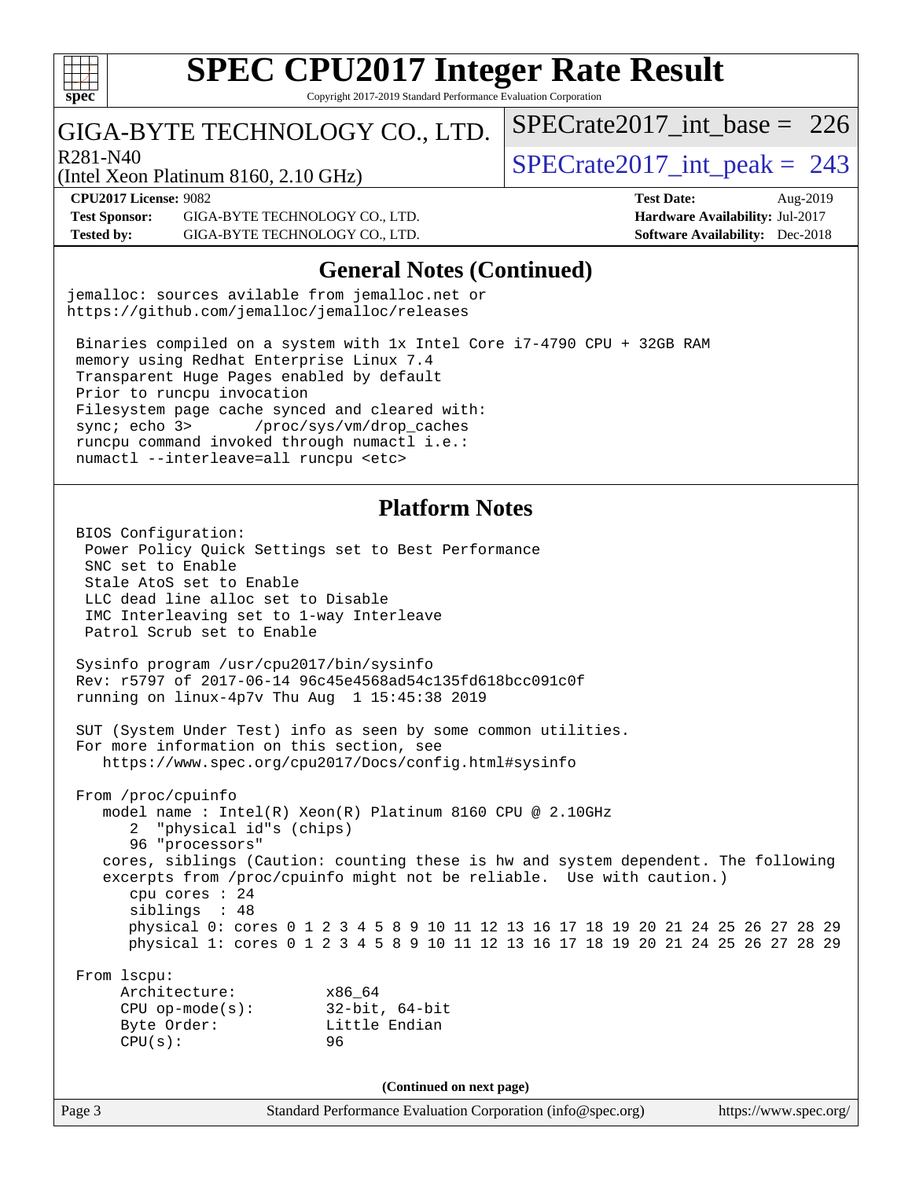# SPEC CPU2017 Integer Rate Result

Copyright 2017-2019 Standard Performance Evaluation Corporation

GIGA-BYTE TECHNOLOGY CO., LTD.

R281-N40

(Intel Xeon Platinum 8160, 2.10 GHz)

SPECrate2017_int_base = 226

SPECrate2017_int_peak = 243

**CPU2017 License:** 9082
**Test Sponsor:** GIGA-BYTE TECHNOLOGY CO., LTD.
**Tested by:** GIGA-BYTE TECHNOLOGY CO., LTD.

**Test Date:** Aug-2019
**Hardware Availability:** Jul-2017
**Software Availability:** Dec-2018

## General Notes (Continued)

```
jemalloc: sources avilable from jemalloc.net or
https://github.com/jemalloc/jemalloc/releases

 Binaries compiled on a system with 1x Intel Core i7-4790 CPU + 32GB RAM
 memory using Redhat Enterprise Linux 7.4
 Transparent Huge Pages enabled by default
 Prior to runcpu invocation
 Filesystem page cache synced and cleared with:
 sync; echo 3>       /proc/sys/vm/drop_caches
 runcpu command invoked through numactl i.e.:
 numactl --interleave=all runcpu <etc>
```

## Platform Notes

```
 BIOS Configuration:
  Power Policy Quick Settings set to Best Performance
  SNC set to Enable
  Stale AtoS set to Enable
  LLC dead line alloc set to Disable
  IMC Interleaving set to 1-way Interleave
  Patrol Scrub set to Enable

 Sysinfo program /usr/cpu2017/bin/sysinfo
 Rev: r5797 of 2017-06-14 96c45e4568ad54c135fd618bcc091c0f
 running on linux-4p7v Thu Aug  1 15:45:38 2019

 SUT (System Under Test) info as seen by some common utilities.
 For more information on this section, see
    https://www.spec.org/cpu2017/Docs/config.html#sysinfo

 From /proc/cpuinfo
    model name : Intel(R) Xeon(R) Platinum 8160 CPU @ 2.10GHz
       2  "physical id"s (chips)
       96 "processors"
    cores, siblings (Caution: counting these is hw and system dependent. The following
    excerpts from /proc/cpuinfo might not be reliable.  Use with caution.)
       cpu cores : 24
       siblings  : 48
       physical 0: cores 0 1 2 3 4 5 8 9 10 11 12 13 16 17 18 19 20 21 24 25 26 27 28 29
       physical 1: cores 0 1 2 3 4 5 8 9 10 11 12 13 16 17 18 19 20 21 24 25 26 27 28 29

 From lscpu:
      Architecture:          x86_64
      CPU op-mode(s):        32-bit, 64-bit
      Byte Order:            Little Endian
      CPU(s):                96
```

**(Continued on next page)**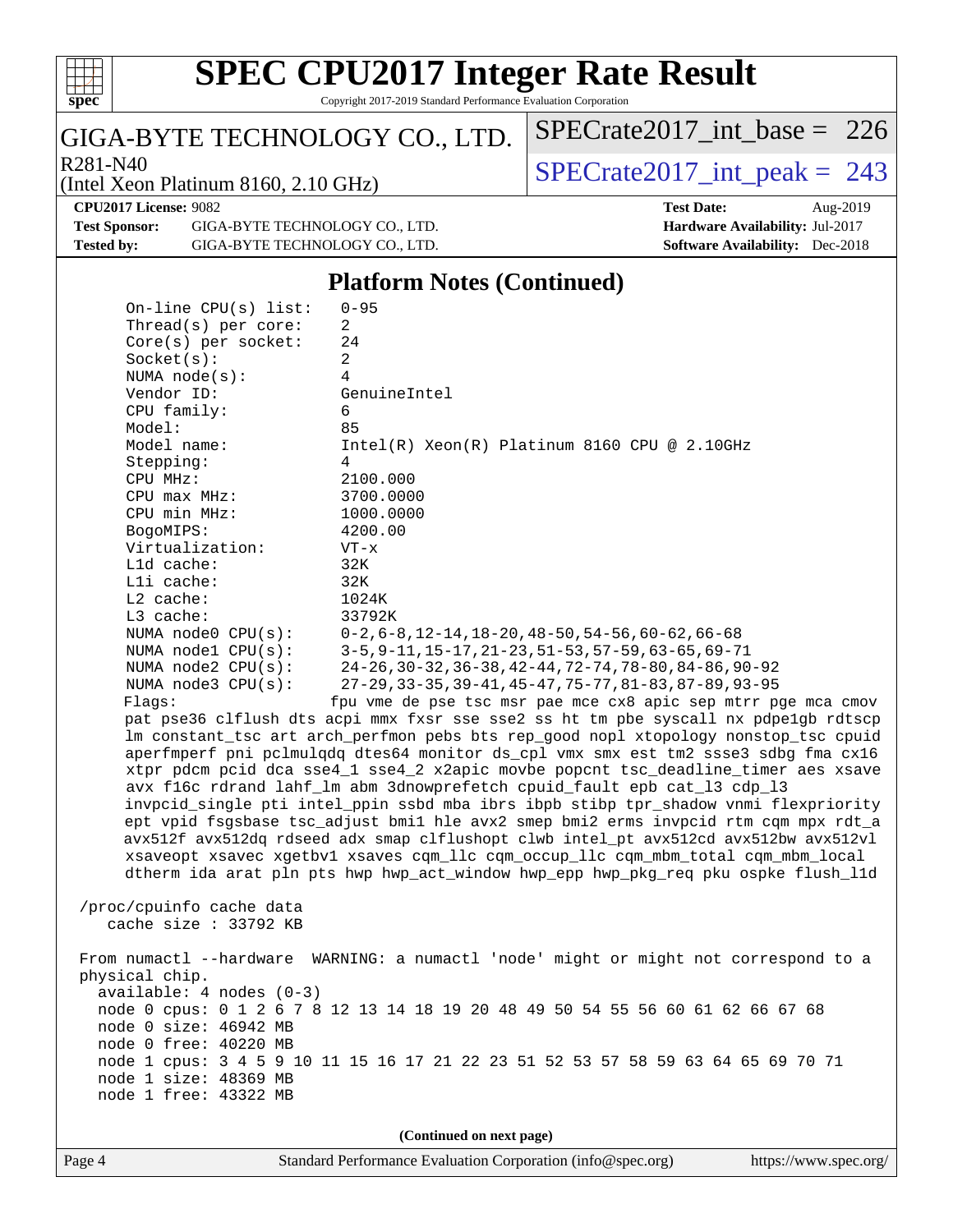# SPEC CPU2017 Integer Rate Result

Copyright 2017-2019 Standard Performance Evaluation Corporation

**GIGA-BYTE TECHNOLOGY CO., LTD.**
R281-N40
(Intel Xeon Platinum 8160, 2.10 GHz)

SPECrate2017_int_base = 226
SPECrate2017_int_peak = 243

**CPU2017 License:** 9082
**Test Sponsor:** GIGA-BYTE TECHNOLOGY CO., LTD.
**Tested by:** GIGA-BYTE TECHNOLOGY CO., LTD.

**Test Date:** Aug-2019
**Hardware Availability:** Jul-2017
**Software Availability:** Dec-2018

## Platform Notes (Continued)

```
     On-line CPU(s) list:   0-95
     Thread(s) per core:    2
     Core(s) per socket:    24
     Socket(s):             2
     NUMA node(s):          4
     Vendor ID:             GenuineIntel
     CPU family:            6
     Model:                 85
     Model name:            Intel(R) Xeon(R) Platinum 8160 CPU @ 2.10GHz
     Stepping:              4
     CPU MHz:               2100.000
     CPU max MHz:           3700.0000
     CPU min MHz:           1000.0000
     BogoMIPS:              4200.00
     Virtualization:        VT-x
     L1d cache:             32K
     L1i cache:             32K
     L2 cache:              1024K
     L3 cache:              33792K
     NUMA node0 CPU(s):     0-2,6-8,12-14,18-20,48-50,54-56,60-62,66-68
     NUMA node1 CPU(s):     3-5,9-11,15-17,21-23,51-53,57-59,63-65,69-71
     NUMA node2 CPU(s):     24-26,30-32,36-38,42-44,72-74,78-80,84-86,90-92
     NUMA node3 CPU(s):     27-29,33-35,39-41,45-47,75-77,81-83,87-89,93-95
     Flags:                fpu vme de pse tsc msr pae mce cx8 apic sep mtrr pge mca cmov
     pat pse36 clflush dts acpi mmx fxsr sse sse2 ss ht tm pbe syscall nx pdpe1gb rdtscp
     lm constant_tsc art arch_perfmon pebs bts rep_good nopl xtopology nonstop_tsc cpuid
     aperfmperf pni pclmulqdq dtes64 monitor ds_cpl vmx smx est tm2 ssse3 sdbg fma cx16
     xtpr pdcm pcid dca sse4_1 sse4_2 x2apic movbe popcnt tsc_deadline_timer aes xsave
     avx f16c rdrand lahf_lm abm 3dnowprefetch cpuid_fault epb cat_l3 cdp_l3
     invpcid_single pti intel_ppin ssbd mba ibrs ibpb stibp tpr_shadow vnmi flexpriority
     ept vpid fsgsbase tsc_adjust bmi1 hle avx2 smep bmi2 erms invpcid rtm cqm mpx rdt_a
     avx512f avx512dq rdseed adx smap clflushopt clwb intel_pt avx512cd avx512bw avx512vl
     xsaveopt xsavec xgetbv1 xsaves cqm_llc cqm_occup_llc cqm_mbm_total cqm_mbm_local
     dtherm ida arat pln pts hwp hwp_act_window hwp_epp hwp_pkg_req pku ospke flush_l1d

 /proc/cpuinfo cache data
    cache size : 33792 KB

 From numactl --hardware  WARNING: a numactl 'node' might or might not correspond to a
 physical chip.
   available: 4 nodes (0-3)
   node 0 cpus: 0 1 2 6 7 8 12 13 14 18 19 20 48 49 50 54 55 56 60 61 62 66 67 68
   node 0 size: 46942 MB
   node 0 free: 40220 MB
   node 1 cpus: 3 4 5 9 10 11 15 16 17 21 22 23 51 52 53 57 58 59 63 64 65 69 70 71
   node 1 size: 48369 MB
   node 1 free: 43322 MB
```

**(Continued on next page)**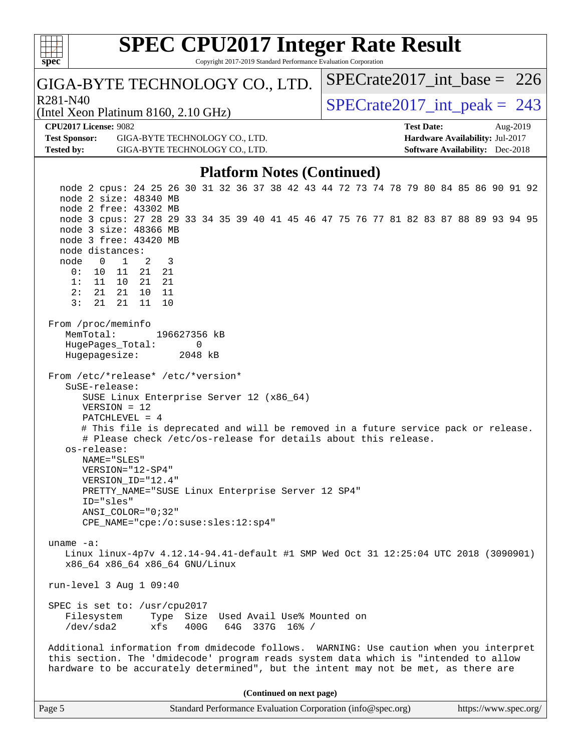# SPEC CPU2017 Integer Rate Result

Copyright 2017-2019 Standard Performance Evaluation Corporation

GIGA-BYTE TECHNOLOGY CO., LTD.

R281-N40

(Intel Xeon Platinum 8160, 2.10 GHz)

SPECrate2017_int_base = 226

SPECrate2017_int_peak = 243

**CPU2017 License:** 9082

**Test Sponsor:** GIGA-BYTE TECHNOLOGY CO., LTD.

**Tested by:** GIGA-BYTE TECHNOLOGY CO., LTD.

**Test Date:** Aug-2019

**Hardware Availability:** Jul-2017

**Software Availability:** Dec-2018

## Platform Notes (Continued)

```
    node 2 cpus: 24 25 26 30 31 32 36 37 38 42 43 44 72 73 74 78 79 80 84 85 86 90 91 92
    node 2 size: 48340 MB
    node 2 free: 43302 MB
    node 3 cpus: 27 28 29 33 34 35 39 40 41 45 46 47 75 76 77 81 82 83 87 88 89 93 94 95
    node 3 size: 48366 MB
    node 3 free: 43420 MB
    node distances:
    node   0   1   2   3
      0:  10  11  21  21
      1:  11  10  21  21
      2:  21  21  10  11
      3:  21  21  11  10

 From /proc/meminfo
    MemTotal:       196627356 kB
    HugePages_Total:       0
    Hugepagesize:       2048 kB

 From /etc/*release* /etc/*version*
    SuSE-release:
       SUSE Linux Enterprise Server 12 (x86_64)
       VERSION = 12
       PATCHLEVEL = 4
       # This file is deprecated and will be removed in a future service pack or release.
       # Please check /etc/os-release for details about this release.
    os-release:
       NAME="SLES"
       VERSION="12-SP4"
       VERSION_ID="12.4"
       PRETTY_NAME="SUSE Linux Enterprise Server 12 SP4"
       ID="sles"
       ANSI_COLOR="0;32"
       CPE_NAME="cpe:/o:suse:sles:12:sp4"

 uname -a:
    Linux linux-4p7v 4.12.14-94.41-default #1 SMP Wed Oct 31 12:25:04 UTC 2018 (3090901)
    x86_64 x86_64 x86_64 GNU/Linux

 run-level 3 Aug 1 09:40

 SPEC is set to: /usr/cpu2017
    Filesystem     Type  Size  Used Avail Use% Mounted on
    /dev/sda2      xfs   400G   64G  337G  16% /

 Additional information from dmidecode follows.  WARNING: Use caution when you interpret
 this section. The 'dmidecode' program reads system data which is "intended to allow
 hardware to be accurately determined", but the intent may not be met, as there are
```

**(Continued on next page)**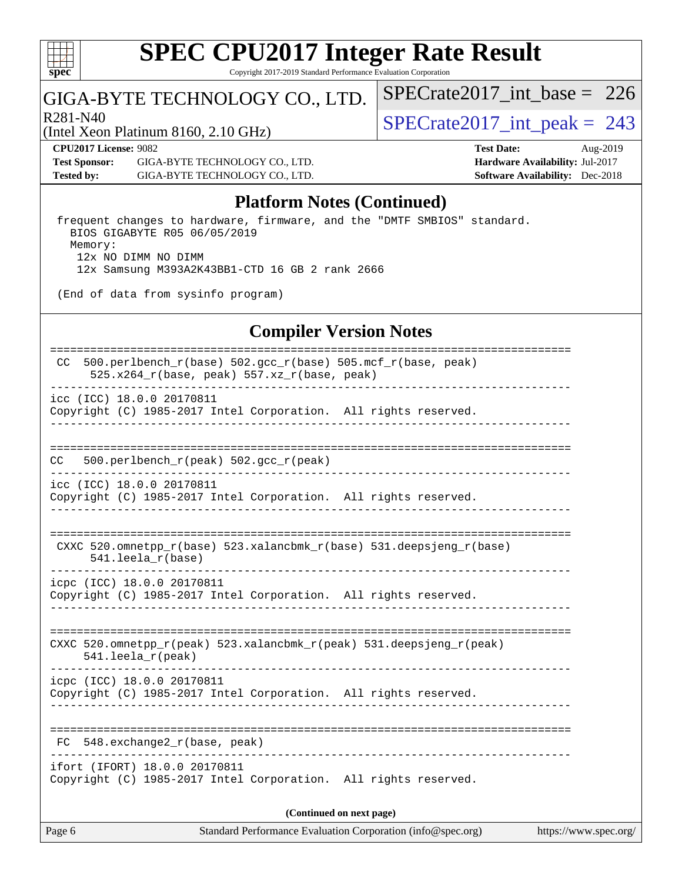## Platform Notes (Continued)

```
 frequent changes to hardware, firmware, and the "DMTF SMBIOS" standard.
   BIOS GIGABYTE R05 06/05/2019
   Memory:
    12x NO DIMM NO DIMM
    12x Samsung M393A2K43BB1-CTD 16 GB 2 rank 2666

 (End of data from sysinfo program)
```

## Compiler Version Notes

```
==============================================================================
 CC  500.perlbench_r(base) 502.gcc_r(base) 505.mcf_r(base, peak)
      525.x264_r(base, peak) 557.xz_r(base, peak)
------------------------------------------------------------------------------
icc (ICC) 18.0.0 20170811
Copyright (C) 1985-2017 Intel Corporation.  All rights reserved.
------------------------------------------------------------------------------

==============================================================================
CC   500.perlbench_r(peak) 502.gcc_r(peak)
------------------------------------------------------------------------------
icc (ICC) 18.0.0 20170811
Copyright (C) 1985-2017 Intel Corporation.  All rights reserved.
------------------------------------------------------------------------------

==============================================================================
 CXXC 520.omnetpp_r(base) 523.xalancbmk_r(base) 531.deepsjeng_r(base)
      541.leela_r(base)
------------------------------------------------------------------------------
icpc (ICC) 18.0.0 20170811
Copyright (C) 1985-2017 Intel Corporation.  All rights reserved.
------------------------------------------------------------------------------

==============================================================================
CXXC 520.omnetpp_r(peak) 523.xalancbmk_r(peak) 531.deepsjeng_r(peak)
     541.leela_r(peak)
------------------------------------------------------------------------------
icpc (ICC) 18.0.0 20170811
Copyright (C) 1985-2017 Intel Corporation.  All rights reserved.
------------------------------------------------------------------------------

==============================================================================
 FC  548.exchange2_r(base, peak)
------------------------------------------------------------------------------
ifort (IFORT) 18.0.0 20170811
Copyright (C) 1985-2017 Intel Corporation.  All rights reserved.
```

**(Continued on next page)**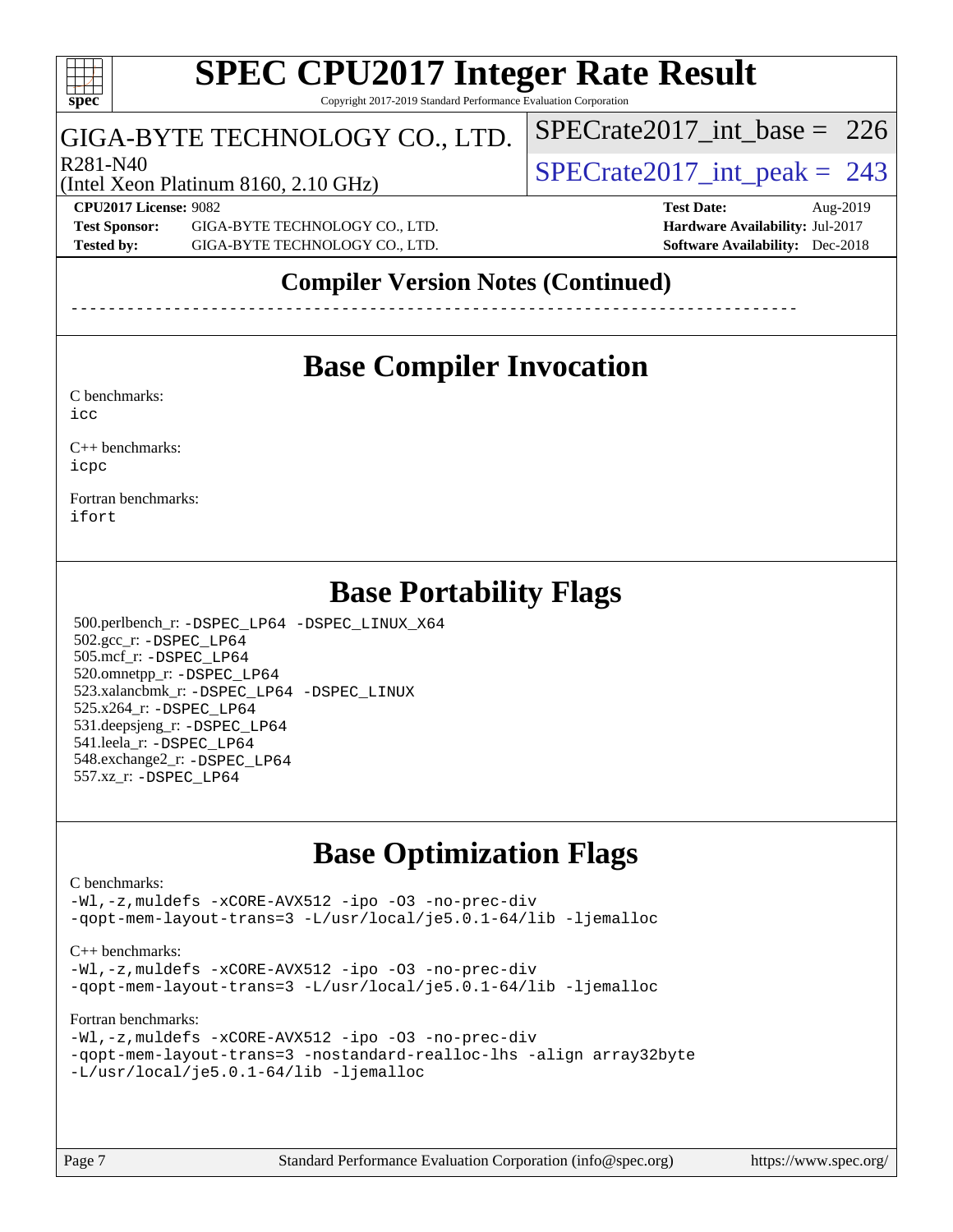## Compiler Version Notes (Continued)

------------------------------------------------------------------------------

## Base Compiler Invocation

C benchmarks:
icc

C++ benchmarks:
icpc

Fortran benchmarks:
ifort

## Base Portability Flags

500.perlbench_r: -DSPEC_LP64 -DSPEC_LINUX_X64
502.gcc_r: -DSPEC_LP64
505.mcf_r: -DSPEC_LP64
520.omnetpp_r: -DSPEC_LP64
523.xalancbmk_r: -DSPEC_LP64 -DSPEC_LINUX
525.x264_r: -DSPEC_LP64
531.deepsjeng_r: -DSPEC_LP64
541.leela_r: -DSPEC_LP64
548.exchange2_r: -DSPEC_LP64
557.xz_r: -DSPEC_LP64

## Base Optimization Flags

C benchmarks:
-Wl,-z,muldefs -xCORE-AVX512 -ipo -O3 -no-prec-div
-qopt-mem-layout-trans=3 -L/usr/local/je5.0.1-64/lib -ljemalloc

C++ benchmarks:
-Wl,-z,muldefs -xCORE-AVX512 -ipo -O3 -no-prec-div
-qopt-mem-layout-trans=3 -L/usr/local/je5.0.1-64/lib -ljemalloc

Fortran benchmarks:
-Wl,-z,muldefs -xCORE-AVX512 -ipo -O3 -no-prec-div
-qopt-mem-layout-trans=3 -nostandard-realloc-lhs -align array32byte
-L/usr/local/je5.0.1-64/lib -ljemalloc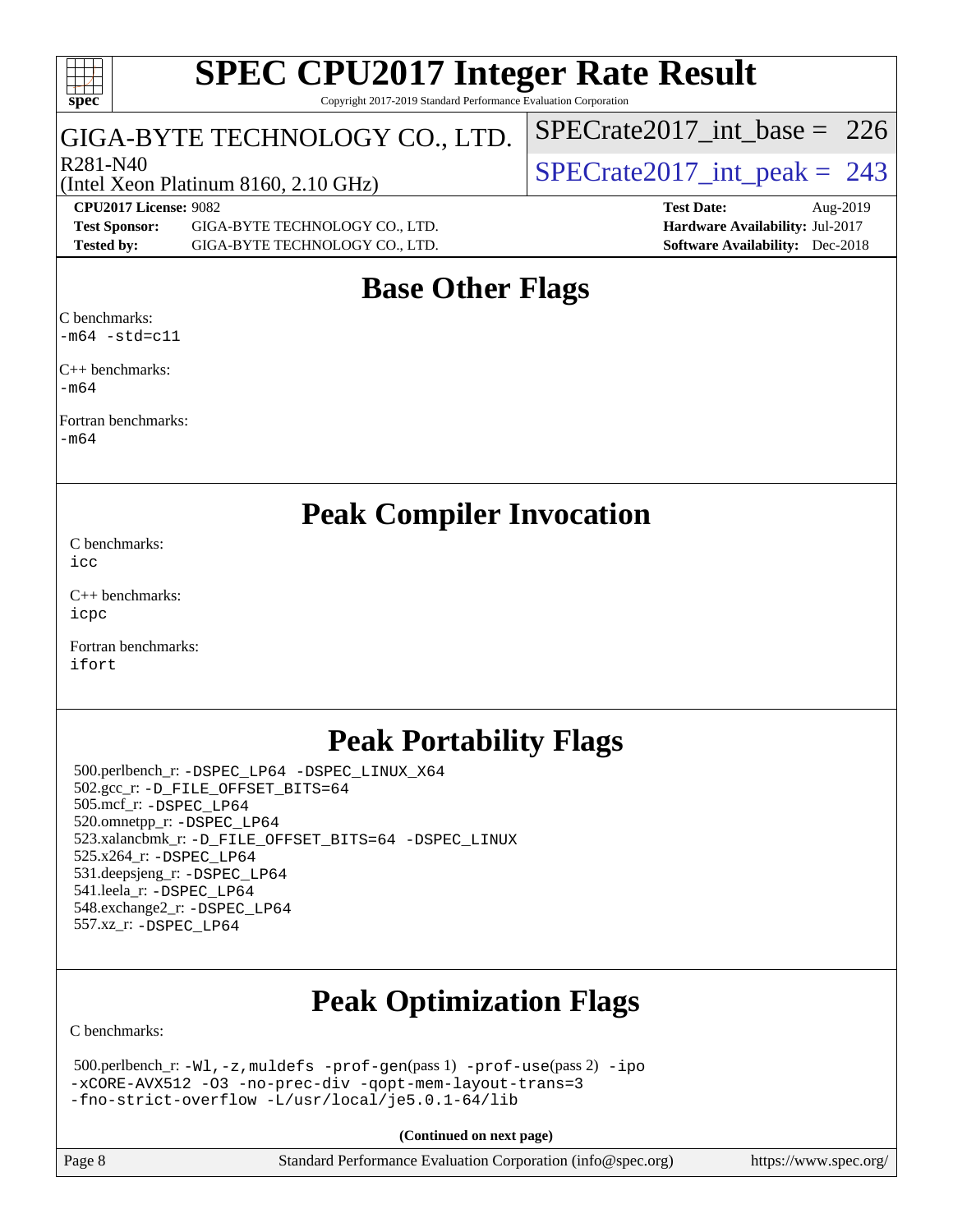## Base Other Flags

C benchmarks:
`-m64 -std=c11`

C++ benchmarks:
`-m64`

Fortran benchmarks:
`-m64`

## Peak Compiler Invocation

C benchmarks:
`icc`

C++ benchmarks:
`icpc`

Fortran benchmarks:
`ifort`

## Peak Portability Flags

500.perlbench_r: `-DSPEC_LP64 -DSPEC_LINUX_X64`
502.gcc_r: `-D_FILE_OFFSET_BITS=64`
505.mcf_r: `-DSPEC_LP64`
520.omnetpp_r: `-DSPEC_LP64`
523.xalancbmk_r: `-D_FILE_OFFSET_BITS=64 -DSPEC_LINUX`
525.x264_r: `-DSPEC_LP64`
531.deepsjeng_r: `-DSPEC_LP64`
541.leela_r: `-DSPEC_LP64`
548.exchange2_r: `-DSPEC_LP64`
557.xz_r: `-DSPEC_LP64`

## Peak Optimization Flags

C benchmarks:

500.perlbench_r: `-Wl,-z,muldefs -prof-gen`(pass 1) `-prof-use`(pass 2) `-ipo -xCORE-AVX512 -O3 -no-prec-div -qopt-mem-layout-trans=3 -fno-strict-overflow -L/usr/local/je5.0.1-64/lib`

**(Continued on next page)**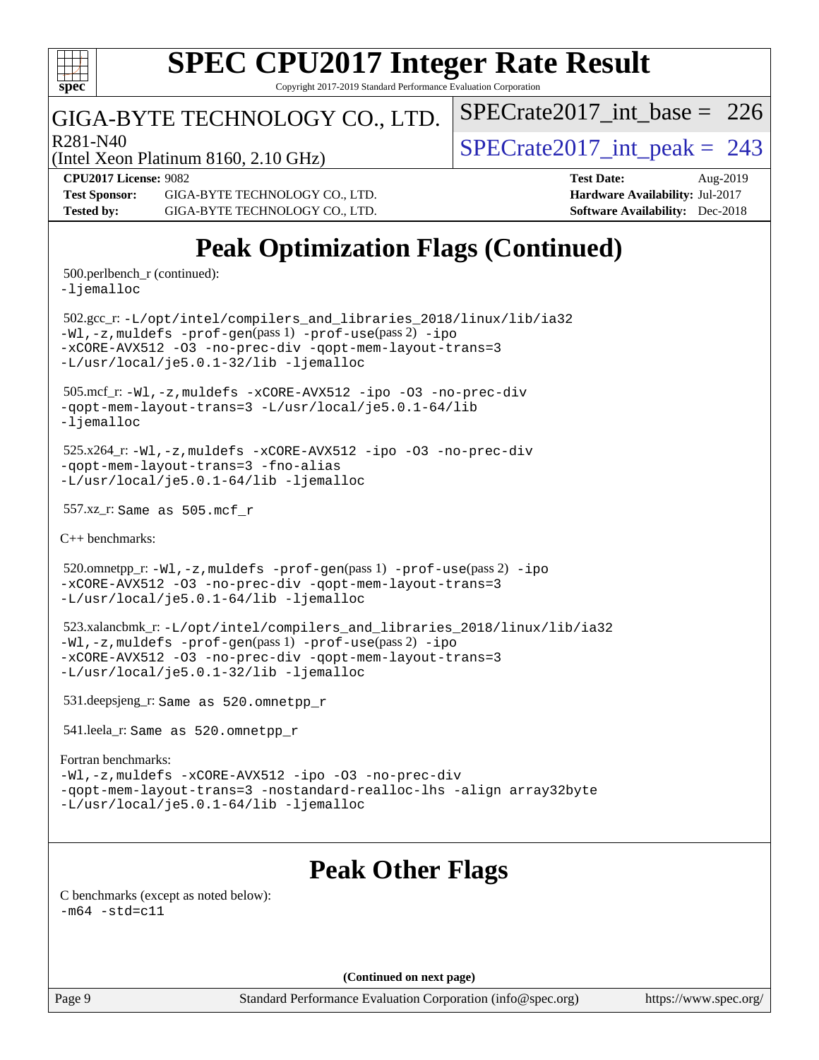# SPEC CPU2017 Integer Rate Result

Copyright 2017-2019 Standard Performance Evaluation Corporation

GIGA-BYTE TECHNOLOGY CO., LTD.

R281-N40

(Intel Xeon Platinum 8160, 2.10 GHz)

SPECrate2017_int_base = 226

SPECrate2017_int_peak = 243

**CPU2017 License:** 9082
**Test Sponsor:** GIGA-BYTE TECHNOLOGY CO., LTD.
**Tested by:** GIGA-BYTE TECHNOLOGY CO., LTD.

**Test Date:** Aug-2019
**Hardware Availability:** Jul-2017
**Software Availability:** Dec-2018

## Peak Optimization Flags (Continued)

500.perlbench_r (continued):
-ljemalloc

502.gcc_r: -L/opt/intel/compilers_and_libraries_2018/linux/lib/ia32 -Wl,-z,muldefs -prof-gen(pass 1) -prof-use(pass 2) -ipo -xCORE-AVX512 -O3 -no-prec-div -qopt-mem-layout-trans=3 -L/usr/local/je5.0.1-32/lib -ljemalloc

505.mcf_r: -Wl,-z,muldefs -xCORE-AVX512 -ipo -O3 -no-prec-div -qopt-mem-layout-trans=3 -L/usr/local/je5.0.1-64/lib -ljemalloc

525.x264_r: -Wl,-z,muldefs -xCORE-AVX512 -ipo -O3 -no-prec-div -qopt-mem-layout-trans=3 -fno-alias -L/usr/local/je5.0.1-64/lib -ljemalloc

557.xz_r: Same as 505.mcf_r

C++ benchmarks:

520.omnetpp_r: -Wl,-z,muldefs -prof-gen(pass 1) -prof-use(pass 2) -ipo -xCORE-AVX512 -O3 -no-prec-div -qopt-mem-layout-trans=3 -L/usr/local/je5.0.1-64/lib -ljemalloc

523.xalancbmk_r: -L/opt/intel/compilers_and_libraries_2018/linux/lib/ia32 -Wl,-z,muldefs -prof-gen(pass 1) -prof-use(pass 2) -ipo -xCORE-AVX512 -O3 -no-prec-div -qopt-mem-layout-trans=3 -L/usr/local/je5.0.1-32/lib -ljemalloc

531.deepsjeng_r: Same as 520.omnetpp_r

541.leela_r: Same as 520.omnetpp_r

Fortran benchmarks:
-Wl,-z,muldefs -xCORE-AVX512 -ipo -O3 -no-prec-div -qopt-mem-layout-trans=3 -nostandard-realloc-lhs -align array32byte -L/usr/local/je5.0.1-64/lib -ljemalloc

## Peak Other Flags

C benchmarks (except as noted below):
-m64 -std=c11

**(Continued on next page)**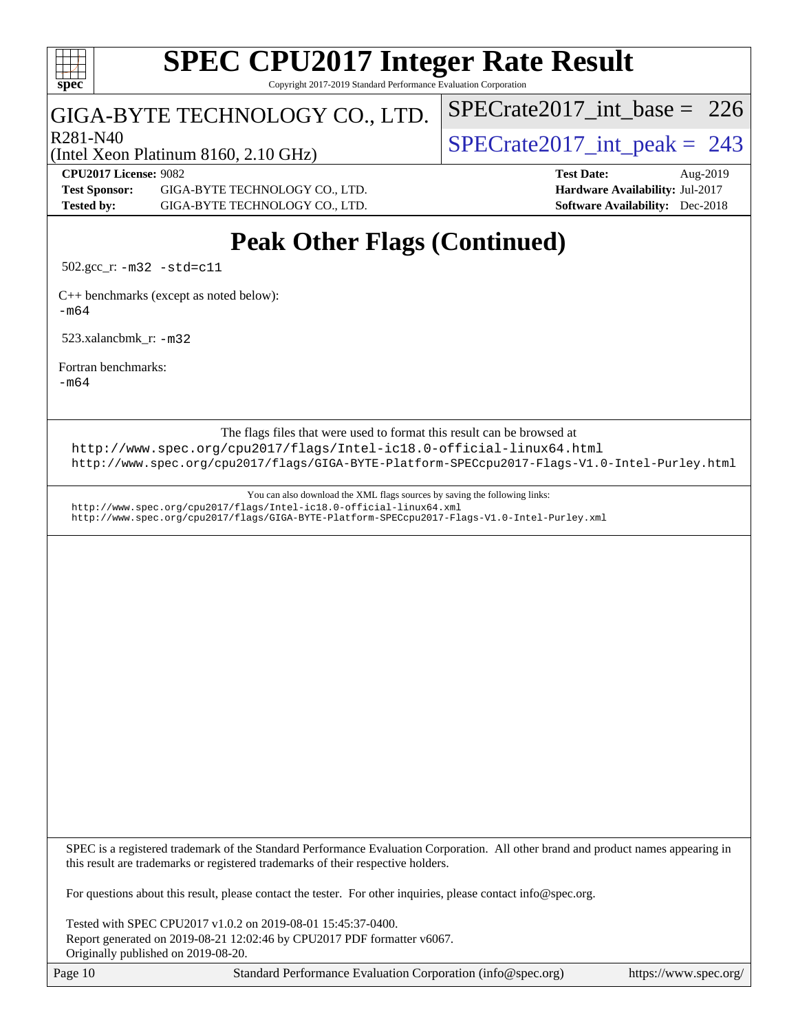# Peak Other Flags (Continued)

502.gcc_r: -m32 -std=c11

C++ benchmarks (except as noted below):
-m64

523.xalancbmk_r: -m32

Fortran benchmarks:
-m64

The flags files that were used to format this result can be browsed at
http://www.spec.org/cpu2017/flags/Intel-ic18.0-official-linux64.html
http://www.spec.org/cpu2017/flags/GIGA-BYTE-Platform-SPECcpu2017-Flags-V1.0-Intel-Purley.html

You can also download the XML flags sources by saving the following links:
http://www.spec.org/cpu2017/flags/Intel-ic18.0-official-linux64.xml
http://www.spec.org/cpu2017/flags/GIGA-BYTE-Platform-SPECcpu2017-Flags-V1.0-Intel-Purley.xml

SPEC is a registered trademark of the Standard Performance Evaluation Corporation. All other brand and product names appearing in this result are trademarks or registered trademarks of their respective holders.

For questions about this result, please contact the tester. For other inquiries, please contact info@spec.org.

Tested with SPEC CPU2017 v1.0.2 on 2019-08-01 15:45:37-0400.
Report generated on 2019-08-21 12:02:46 by CPU2017 PDF formatter v6067.
Originally published on 2019-08-20.